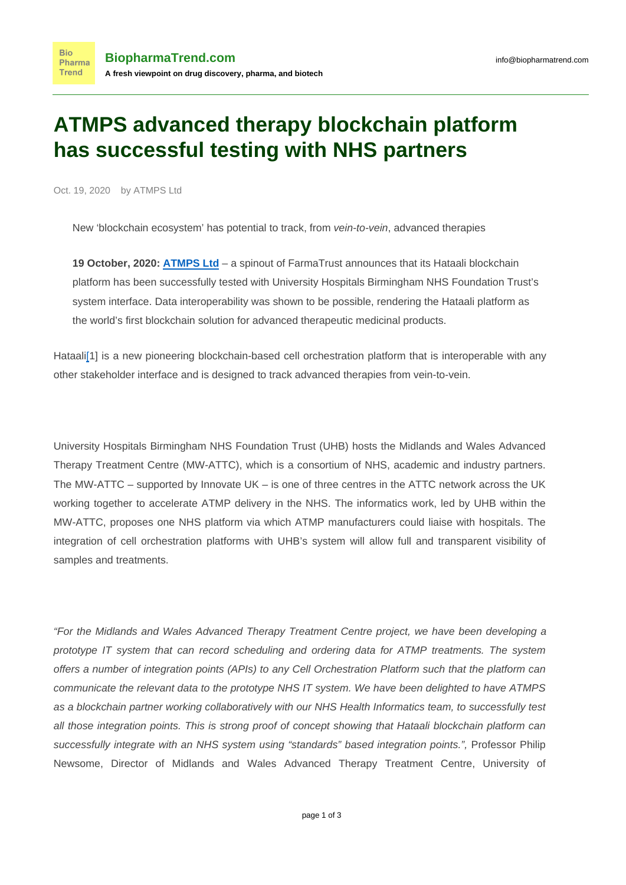# ATMPS advanced therapy blockchain platform has successful testing with NHS partners

Oct. 19, 2020 by ATMPS Ltd

New ‘blockchain ecosystem’ has potential to track, from *vein-to-vein*, advanced therapies

**19 October, 2020: ATMPS Ltd** – a spinout of FarmaTrust announces that its Hataali blockchain platform has been successfully tested with University Hospitals Birmingham NHS Foundation Trust’s system interface. Data interoperability was shown to be possible, rendering the Hataali platform as the world’s first blockchain solution for advanced therapeutic medicinal products.

Hataali[1] is a new pioneering blockchain-based cell orchestration platform that is interoperable with any other stakeholder interface and is designed to track advanced therapies from vein-to-vein.

University Hospitals Birmingham NHS Foundation Trust (UHB) hosts the Midlands and Wales Advanced Therapy Treatment Centre (MW-ATTC), which is a consortium of NHS, academic and industry partners. The MW-ATTC – supported by Innovate UK – is one of three centres in the ATTC network across the UK working together to accelerate ATMP delivery in the NHS. The informatics work, led by UHB within the MW-ATTC, proposes one NHS platform via which ATMP manufacturers could liaise with hospitals. The integration of cell orchestration platforms with UHB’s system will allow full and transparent visibility of samples and treatments.

*“For the Midlands and Wales Advanced Therapy Treatment Centre project, we have been developing a prototype IT system that can record scheduling and ordering data for ATMP treatments. The system offers a number of integration points (APIs) to any Cell Orchestration Platform such that the platform can communicate the relevant data to the prototype NHS IT system. We have been delighted to have ATMPS as a blockchain partner working collaboratively with our NHS Health Informatics team, to successfully test all those integration points. This is strong proof of concept showing that Hataali blockchain platform can successfully integrate with an NHS system using “standards” based integration points.”,* Professor Philip Newsome, Director of Midlands and Wales Advanced Therapy Treatment Centre, University of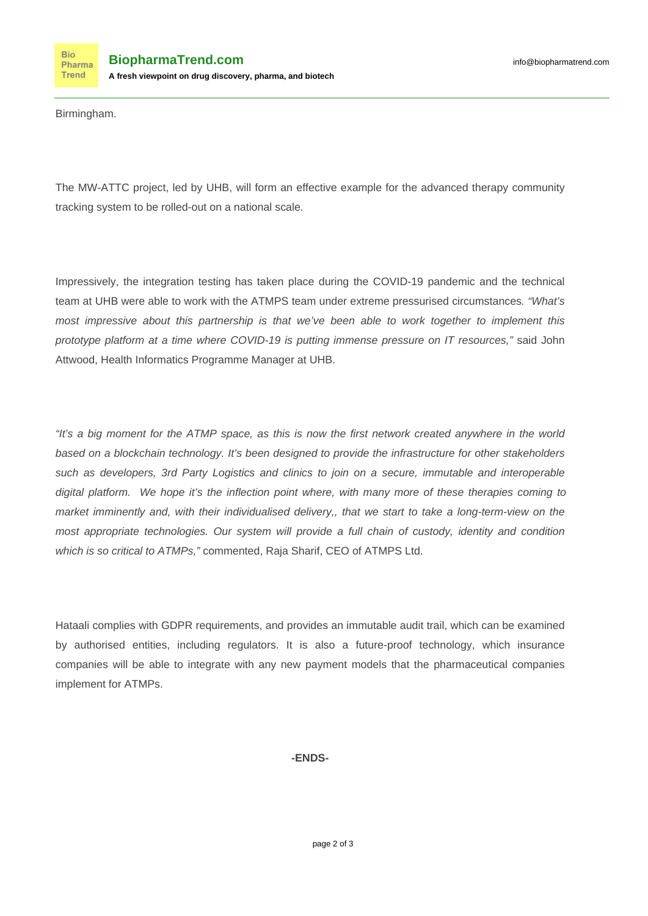Birmingham.

The MW-ATTC project, led by UHB, will form an effective example for the advanced therapy community tracking system to be rolled-out on a national scale.

Impressively, the integration testing has taken place during the COVID-19 pandemic and the technical team at UHB were able to work with the ATMPS team under extreme pressurised circumstances. *"What's most impressive about this partnership is that we've been able to work together to implement this prototype platform at a time where COVID-19 is putting immense pressure on IT resources,"* said John Attwood, Health Informatics Programme Manager at UHB.

*"It's a big moment for the ATMP space, as this is now the first network created anywhere in the world based on a blockchain technology. It's been designed to provide the infrastructure for other stakeholders such as developers, 3rd Party Logistics and clinics to join on a secure, immutable and interoperable digital platform. We hope it's the inflection point where, with many more of these therapies coming to market imminently and, with their individualised delivery,, that we start to take a long-term-view on the most appropriate technologies. Our system will provide a full chain of custody, identity and condition which is so critical to ATMPs,"* commented, Raja Sharif, CEO of ATMPS Ltd.

Hataali complies with GDPR requirements, and provides an immutable audit trail, which can be examined by authorised entities, including regulators. It is also a future-proof technology, which insurance companies will be able to integrate with any new payment models that the pharmaceutical companies implement for ATMPs.

**-ENDS-**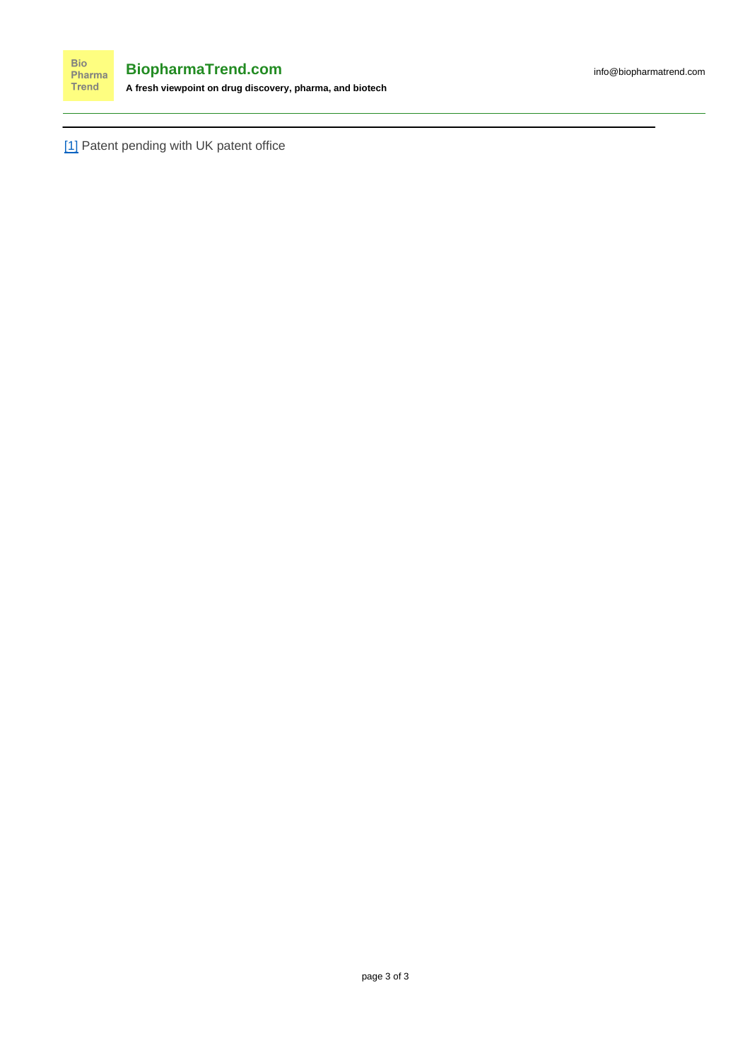---

[1] Patent pending with UK patent office